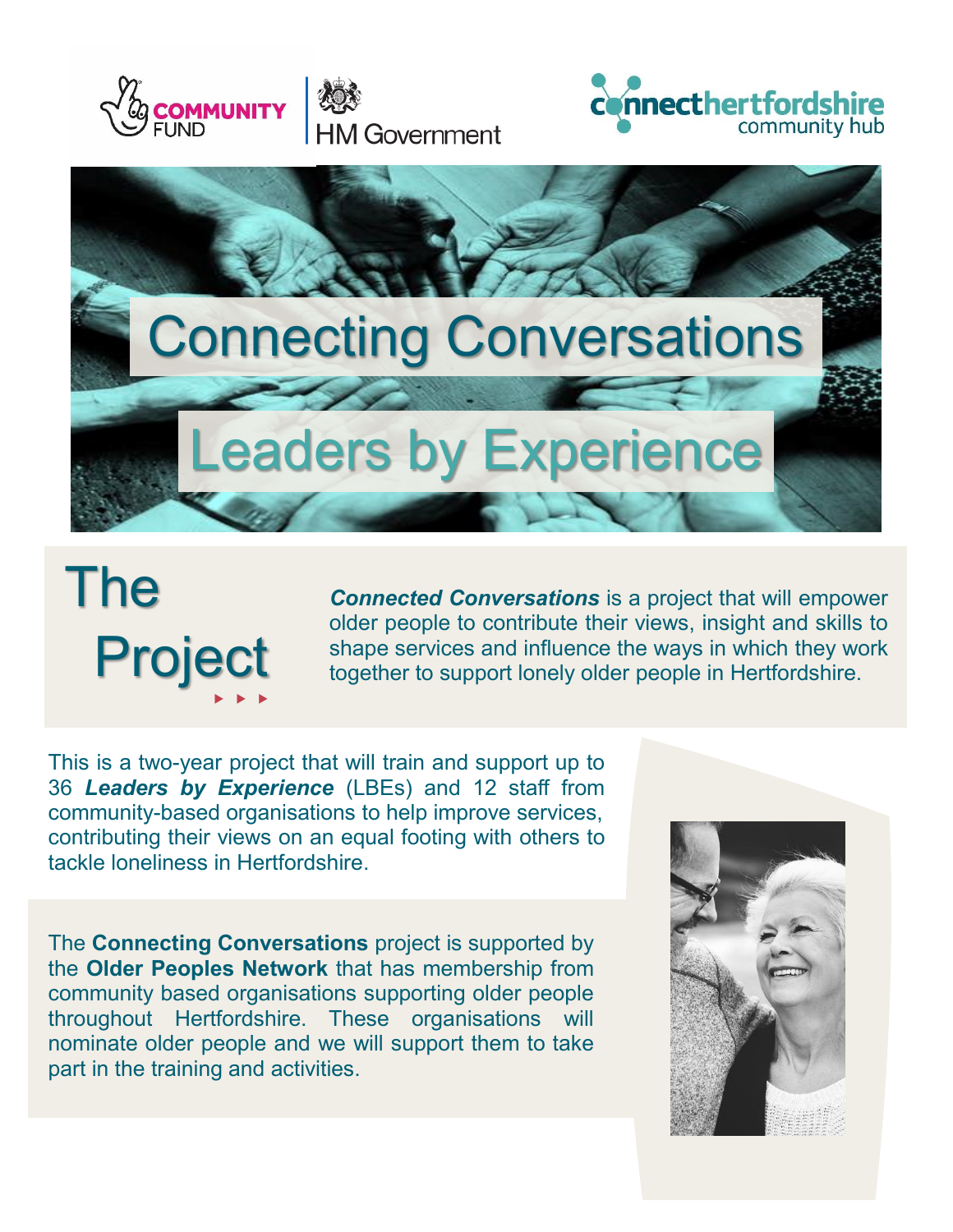COMMUNITY FUND

HM Government

connecthertfordshire community hub

# Connecting Conversations

# Leaders by Experience

## The Project

***Connected Conversations*** is a project that will empower older people to contribute their views, insight and skills to shape services and influence the ways in which they work together to support lonely older people in Hertfordshire.

This is a two-year project that will train and support up to 36 ***Leaders by Experience*** (LBEs) and 12 staff from community-based organisations to help improve services, contributing their views on an equal footing with others to tackle loneliness in Hertfordshire.

The **Connecting Conversations** project is supported by the **Older Peoples Network** that has membership from community based organisations supporting older people throughout Hertfordshire. These organisations will nominate older people and we will support them to take part in the training and activities.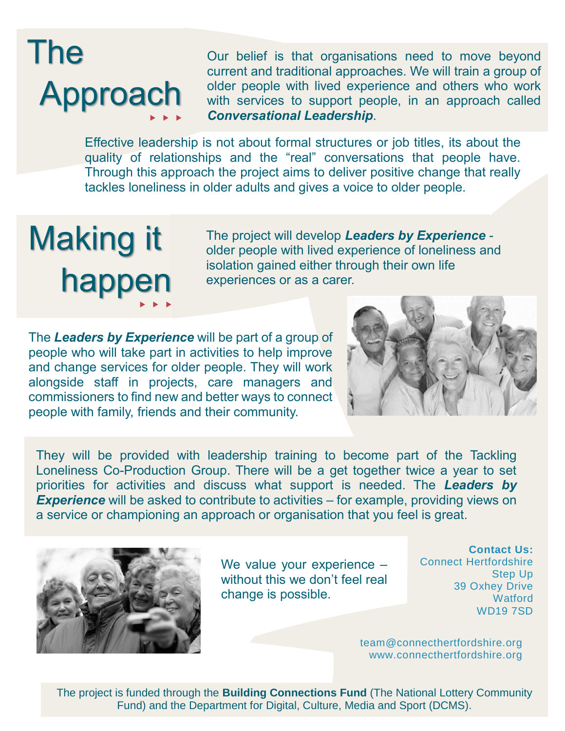# The Approach

Our belief is that organisations need to move beyond current and traditional approaches. We will train a group of older people with lived experience and others who work with services to support people, in an approach called ***Conversational Leadership***.

Effective leadership is not about formal structures or job titles, its about the quality of relationships and the "real" conversations that people have. Through this approach the project aims to deliver positive change that really tackles loneliness in older adults and gives a voice to older people.

# Making it happen

The project will develop ***Leaders by Experience*** - older people with lived experience of loneliness and isolation gained either through their own life experiences or as a carer.

The ***Leaders by Experience*** will be part of a group of people who will take part in activities to help improve and change services for older people. They will work alongside staff in projects, care managers and commissioners to find new and better ways to connect people with family, friends and their community.

They will be provided with leadership training to become part of the Tackling Loneliness Co-Production Group. There will be a get together twice a year to set priorities for activities and discuss what support is needed. The ***Leaders by Experience*** will be asked to contribute to activities – for example, providing views on a service or championing an approach or organisation that you feel is great.

We value your experience – without this we don't feel real change is possible.

**Contact Us:**
Connect Hertfordshire
Step Up
39 Oxhey Drive
Watford
WD19 7SD

team@connecthertfordshire.org
www.connecthertfordshire.org

The project is funded through the **Building Connections Fund** (The National Lottery Community Fund) and the Department for Digital, Culture, Media and Sport (DCMS).